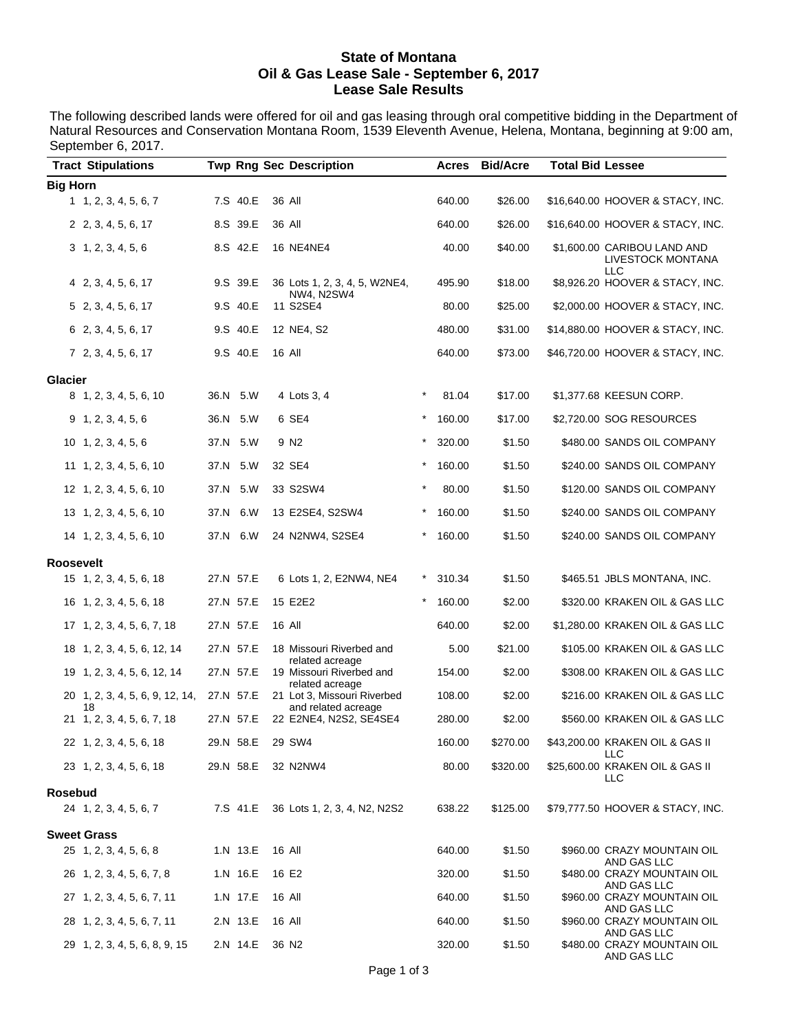# State of Montana
## Oil & Gas Lease Sale - September 6, 2017
## Lease Sale Results

The following described lands were offered for oil and gas leasing through oral competitive bidding in the Department of Natural Resources and Conservation Montana Room, 1539 Eleventh Avenue, Helena, Montana, beginning at 9:00 am, September 6, 2017.

| Tract | Stipulations | Twp | Rng | Sec | Description | | Acres | Bid/Acre | Total Bid | Lessee |
|---|---|---|---|---|---|---|---|---|---|---|
| **Big Horn** | | | | | | | | | | |
| 1 | 1, 2, 3, 4, 5, 6, 7 | 7.S | 40.E | 36 | All | | 640.00 | $26.00 | $16,640.00 | HOOVER & STACY, INC. |
| 2 | 2, 3, 4, 5, 6, 17 | 8.S | 39.E | 36 | All | | 640.00 | $26.00 | $16,640.00 | HOOVER & STACY, INC. |
| 3 | 1, 2, 3, 4, 5, 6 | 8.S | 42.E | 16 | NE4NE4 | | 40.00 | $40.00 | $1,600.00 | CARIBOU LAND AND LIVESTOCK MONTANA LLC |
| 4 | 2, 3, 4, 5, 6, 17 | 9.S | 39.E | 36 | Lots 1, 2, 3, 4, 5, W2NE4, NW4, N2SW4 | | 495.90 | $18.00 | $8,926.20 | HOOVER & STACY, INC. |
| 5 | 2, 3, 4, 5, 6, 17 | 9.S | 40.E | 11 | S2SE4 | | 80.00 | $25.00 | $2,000.00 | HOOVER & STACY, INC. |
| 6 | 2, 3, 4, 5, 6, 17 | 9.S | 40.E | 12 | NE4, S2 | | 480.00 | $31.00 | $14,880.00 | HOOVER & STACY, INC. |
| 7 | 2, 3, 4, 5, 6, 17 | 9.S | 40.E | 16 | All | | 640.00 | $73.00 | $46,720.00 | HOOVER & STACY, INC. |
| **Glacier** | | | | | | | | | | |
| 8 | 1, 2, 3, 4, 5, 6, 10 | 36.N | 5.W | 4 | Lots 3, 4 | * | 81.04 | $17.00 | $1,377.68 | KEESUN CORP. |
| 9 | 1, 2, 3, 4, 5, 6 | 36.N | 5.W | 6 | SE4 | * | 160.00 | $17.00 | $2,720.00 | SOG RESOURCES |
| 10 | 1, 2, 3, 4, 5, 6 | 37.N | 5.W | 9 | N2 | * | 320.00 | $1.50 | $480.00 | SANDS OIL COMPANY |
| 11 | 1, 2, 3, 4, 5, 6, 10 | 37.N | 5.W | 32 | SE4 | * | 160.00 | $1.50 | $240.00 | SANDS OIL COMPANY |
| 12 | 1, 2, 3, 4, 5, 6, 10 | 37.N | 5.W | 33 | S2SW4 | * | 80.00 | $1.50 | $120.00 | SANDS OIL COMPANY |
| 13 | 1, 2, 3, 4, 5, 6, 10 | 37.N | 6.W | 13 | E2SE4, S2SW4 | * | 160.00 | $1.50 | $240.00 | SANDS OIL COMPANY |
| 14 | 1, 2, 3, 4, 5, 6, 10 | 37.N | 6.W | 24 | N2NW4, S2SE4 | * | 160.00 | $1.50 | $240.00 | SANDS OIL COMPANY |
| **Roosevelt** | | | | | | | | | | |
| 15 | 1, 2, 3, 4, 5, 6, 18 | 27.N | 57.E | 6 | Lots 1, 2, E2NW4, NE4 | * | 310.34 | $1.50 | $465.51 | JBLS MONTANA, INC. |
| 16 | 1, 2, 3, 4, 5, 6, 18 | 27.N | 57.E | 15 | E2E2 | * | 160.00 | $2.00 | $320.00 | KRAKEN OIL & GAS LLC |
| 17 | 1, 2, 3, 4, 5, 6, 7, 18 | 27.N | 57.E | 16 | All | | 640.00 | $2.00 | $1,280.00 | KRAKEN OIL & GAS LLC |
| 18 | 1, 2, 3, 4, 5, 6, 12, 14 | 27.N | 57.E | 18 | Missouri Riverbed and related acreage | | 5.00 | $21.00 | $105.00 | KRAKEN OIL & GAS LLC |
| 19 | 1, 2, 3, 4, 5, 6, 12, 14 | 27.N | 57.E | 19 | Missouri Riverbed and related acreage | | 154.00 | $2.00 | $308.00 | KRAKEN OIL & GAS LLC |
| 20 | 1, 2, 3, 4, 5, 6, 9, 12, 14, 18 | 27.N | 57.E | 21 | Lot 3, Missouri Riverbed and related acreage | | 108.00 | $2.00 | $216.00 | KRAKEN OIL & GAS LLC |
| 21 | 1, 2, 3, 4, 5, 6, 7, 18 | 27.N | 57.E | 22 | E2NE4, N2S2, SE4SE4 | | 280.00 | $2.00 | $560.00 | KRAKEN OIL & GAS LLC |
| 22 | 1, 2, 3, 4, 5, 6, 18 | 29.N | 58.E | 29 | SW4 | | 160.00 | $270.00 | $43,200.00 | KRAKEN OIL & GAS II LLC |
| 23 | 1, 2, 3, 4, 5, 6, 18 | 29.N | 58.E | 32 | N2NW4 | | 80.00 | $320.00 | $25,600.00 | KRAKEN OIL & GAS II LLC |
| **Rosebud** | | | | | | | | | | |
| 24 | 1, 2, 3, 4, 5, 6, 7 | 7.S | 41.E | 36 | Lots 1, 2, 3, 4, N2, N2S2 | | 638.22 | $125.00 | $79,777.50 | HOOVER & STACY, INC. |
| **Sweet Grass** | | | | | | | | | | |
| 25 | 1, 2, 3, 4, 5, 6, 8 | 1.N | 13.E | 16 | All | | 640.00 | $1.50 | $960.00 | CRAZY MOUNTAIN OIL AND GAS LLC |
| 26 | 1, 2, 3, 4, 5, 6, 7, 8 | 1.N | 16.E | 16 | E2 | | 320.00 | $1.50 | $480.00 | CRAZY MOUNTAIN OIL AND GAS LLC |
| 27 | 1, 2, 3, 4, 5, 6, 7, 11 | 1.N | 17.E | 16 | All | | 640.00 | $1.50 | $960.00 | CRAZY MOUNTAIN OIL AND GAS LLC |
| 28 | 1, 2, 3, 4, 5, 6, 7, 11 | 2.N | 13.E | 16 | All | | 640.00 | $1.50 | $960.00 | CRAZY MOUNTAIN OIL AND GAS LLC |
| 29 | 1, 2, 3, 4, 5, 6, 8, 9, 15 | 2.N | 14.E | 36 | N2 | | 320.00 | $1.50 | $480.00 | CRAZY MOUNTAIN OIL AND GAS LLC |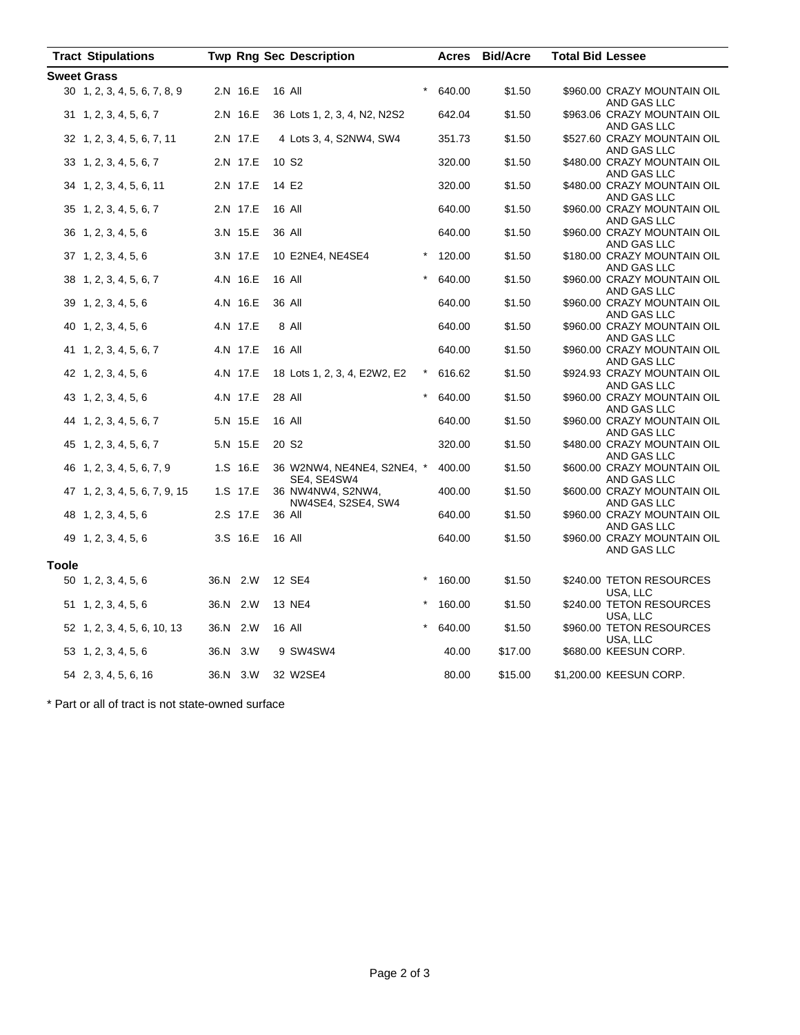| Tract | Stipulations | Twp | Rng | Sec | Description | | Acres | Bid/Acre | Total Bid | Lessee |
|---|---|---|---|---|---|---|---|---|---|---|
| **Sweet Grass** | | | | | | | | | | |
| 30 | 1, 2, 3, 4, 5, 6, 7, 8, 9 | 2.N | 16.E | 16 | All | * | 640.00 | $1.50 | $960.00 | CRAZY MOUNTAIN OIL AND GAS LLC |
| 31 | 1, 2, 3, 4, 5, 6, 7 | 2.N | 16.E | 36 | Lots 1, 2, 3, 4, N2, N2S2 | | 642.04 | $1.50 | $963.06 | CRAZY MOUNTAIN OIL AND GAS LLC |
| 32 | 1, 2, 3, 4, 5, 6, 7, 11 | 2.N | 17.E | 4 | Lots 3, 4, S2NW4, SW4 | | 351.73 | $1.50 | $527.60 | CRAZY MOUNTAIN OIL AND GAS LLC |
| 33 | 1, 2, 3, 4, 5, 6, 7 | 2.N | 17.E | 10 | S2 | | 320.00 | $1.50 | $480.00 | CRAZY MOUNTAIN OIL AND GAS LLC |
| 34 | 1, 2, 3, 4, 5, 6, 11 | 2.N | 17.E | 14 | E2 | | 320.00 | $1.50 | $480.00 | CRAZY MOUNTAIN OIL AND GAS LLC |
| 35 | 1, 2, 3, 4, 5, 6, 7 | 2.N | 17.E | 16 | All | | 640.00 | $1.50 | $960.00 | CRAZY MOUNTAIN OIL AND GAS LLC |
| 36 | 1, 2, 3, 4, 5, 6 | 3.N | 15.E | 36 | All | | 640.00 | $1.50 | $960.00 | CRAZY MOUNTAIN OIL AND GAS LLC |
| 37 | 1, 2, 3, 4, 5, 6 | 3.N | 17.E | 10 | E2NE4, NE4SE4 | * | 120.00 | $1.50 | $180.00 | CRAZY MOUNTAIN OIL AND GAS LLC |
| 38 | 1, 2, 3, 4, 5, 6, 7 | 4.N | 16.E | 16 | All | * | 640.00 | $1.50 | $960.00 | CRAZY MOUNTAIN OIL AND GAS LLC |
| 39 | 1, 2, 3, 4, 5, 6 | 4.N | 16.E | 36 | All | | 640.00 | $1.50 | $960.00 | CRAZY MOUNTAIN OIL AND GAS LLC |
| 40 | 1, 2, 3, 4, 5, 6 | 4.N | 17.E | 8 | All | | 640.00 | $1.50 | $960.00 | CRAZY MOUNTAIN OIL AND GAS LLC |
| 41 | 1, 2, 3, 4, 5, 6, 7 | 4.N | 17.E | 16 | All | | 640.00 | $1.50 | $960.00 | CRAZY MOUNTAIN OIL AND GAS LLC |
| 42 | 1, 2, 3, 4, 5, 6 | 4.N | 17.E | 18 | Lots 1, 2, 3, 4, E2W2, E2 | * | 616.62 | $1.50 | $924.93 | CRAZY MOUNTAIN OIL AND GAS LLC |
| 43 | 1, 2, 3, 4, 5, 6 | 4.N | 17.E | 28 | All | * | 640.00 | $1.50 | $960.00 | CRAZY MOUNTAIN OIL AND GAS LLC |
| 44 | 1, 2, 3, 4, 5, 6, 7 | 5.N | 15.E | 16 | All | | 640.00 | $1.50 | $960.00 | CRAZY MOUNTAIN OIL AND GAS LLC |
| 45 | 1, 2, 3, 4, 5, 6, 7 | 5.N | 15.E | 20 | S2 | | 320.00 | $1.50 | $480.00 | CRAZY MOUNTAIN OIL AND GAS LLC |
| 46 | 1, 2, 3, 4, 5, 6, 7, 9 | 1.S | 16.E | 36 | W2NW4, NE4NE4, S2NE4, SE4, SE4SW4 | * | 400.00 | $1.50 | $600.00 | CRAZY MOUNTAIN OIL AND GAS LLC |
| 47 | 1, 2, 3, 4, 5, 6, 7, 9, 15 | 1.S | 17.E | 36 | NW4NW4, S2NW4, NW4SE4, S2SE4, SW4 | | 400.00 | $1.50 | $600.00 | CRAZY MOUNTAIN OIL AND GAS LLC |
| 48 | 1, 2, 3, 4, 5, 6 | 2.S | 17.E | 36 | All | | 640.00 | $1.50 | $960.00 | CRAZY MOUNTAIN OIL AND GAS LLC |
| 49 | 1, 2, 3, 4, 5, 6 | 3.S | 16.E | 16 | All | | 640.00 | $1.50 | $960.00 | CRAZY MOUNTAIN OIL AND GAS LLC |
| **Toole** | | | | | | | | | | |
| 50 | 1, 2, 3, 4, 5, 6 | 36.N | 2.W | 12 | SE4 | * | 160.00 | $1.50 | $240.00 | TETON RESOURCES USA, LLC |
| 51 | 1, 2, 3, 4, 5, 6 | 36.N | 2.W | 13 | NE4 | * | 160.00 | $1.50 | $240.00 | TETON RESOURCES USA, LLC |
| 52 | 1, 2, 3, 4, 5, 6, 10, 13 | 36.N | 2.W | 16 | All | * | 640.00 | $1.50 | $960.00 | TETON RESOURCES USA, LLC |
| 53 | 1, 2, 3, 4, 5, 6 | 36.N | 3.W | 9 | SW4SW4 | | 40.00 | $17.00 | $680.00 | KEESUN CORP. |
| 54 | 2, 3, 4, 5, 6, 16 | 36.N | 3.W | 32 | W2SE4 | | 80.00 | $15.00 | $1,200.00 | KEESUN CORP. |

* Part or all of tract is not state-owned surface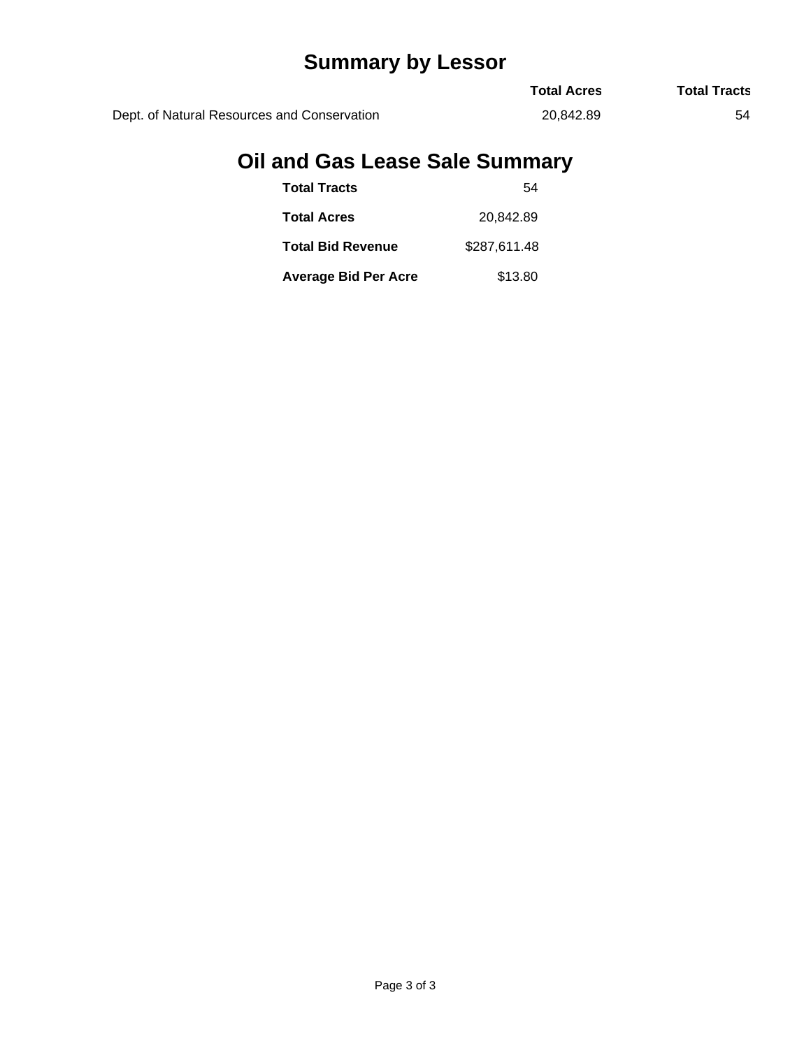# Summary by Lessor

| | Total Acres | Total Tracts |
|---|---|---|
| Dept. of Natural Resources and Conservation | 20,842.89 | 54 |

# Oil and Gas Lease Sale Summary

| | |
|---|---|
| **Total Tracts** | 54 |
| **Total Acres** | 20,842.89 |
| **Total Bid Revenue** | $287,611.48 |
| **Average Bid Per Acre** | $13.80 |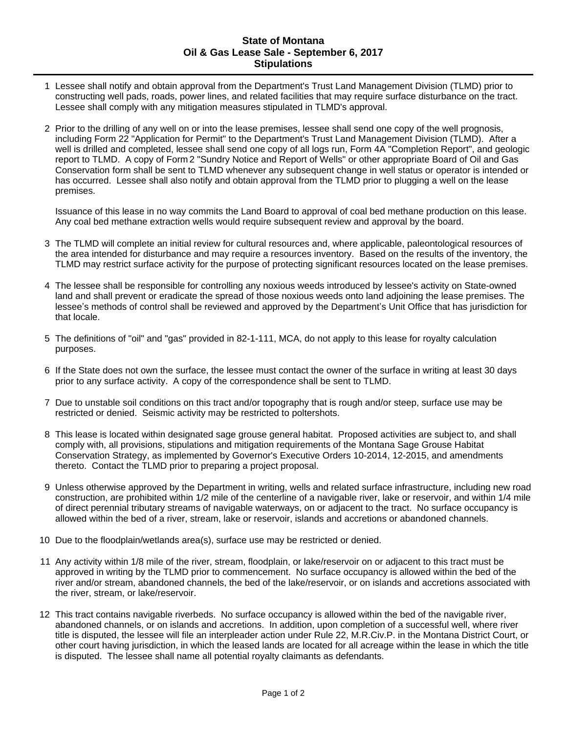# State of Montana
## Oil & Gas Lease Sale - September 6, 2017
## Stipulations

1. Lessee shall notify and obtain approval from the Department's Trust Land Management Division (TLMD) prior to constructing well pads, roads, power lines, and related facilities that may require surface disturbance on the tract. Lessee shall comply with any mitigation measures stipulated in TLMD's approval.

2. Prior to the drilling of any well on or into the lease premises, lessee shall send one copy of the well prognosis, including Form 22 "Application for Permit" to the Department's Trust Land Management Division (TLMD). After a well is drilled and completed, lessee shall send one copy of all logs run, Form 4A "Completion Report", and geologic report to TLMD. A copy of Form 2 "Sundry Notice and Report of Wells" or other appropriate Board of Oil and Gas Conservation form shall be sent to TLMD whenever any subsequent change in well status or operator is intended or has occurred. Lessee shall also notify and obtain approval from the TLMD prior to plugging a well on the lease premises.

   Issuance of this lease in no way commits the Land Board to approval of coal bed methane production on this lease. Any coal bed methane extraction wells would require subsequent review and approval by the board.

3. The TLMD will complete an initial review for cultural resources and, where applicable, paleontological resources of the area intended for disturbance and may require a resources inventory. Based on the results of the inventory, the TLMD may restrict surface activity for the purpose of protecting significant resources located on the lease premises.

4. The lessee shall be responsible for controlling any noxious weeds introduced by lessee's activity on State-owned land and shall prevent or eradicate the spread of those noxious weeds onto land adjoining the lease premises. The lessee's methods of control shall be reviewed and approved by the Department's Unit Office that has jurisdiction for that locale.

5. The definitions of "oil" and "gas" provided in 82-1-111, MCA, do not apply to this lease for royalty calculation purposes.

6. If the State does not own the surface, the lessee must contact the owner of the surface in writing at least 30 days prior to any surface activity. A copy of the correspondence shall be sent to TLMD.

7. Due to unstable soil conditions on this tract and/or topography that is rough and/or steep, surface use may be restricted or denied. Seismic activity may be restricted to poltershots.

8. This lease is located within designated sage grouse general habitat. Proposed activities are subject to, and shall comply with, all provisions, stipulations and mitigation requirements of the Montana Sage Grouse Habitat Conservation Strategy, as implemented by Governor's Executive Orders 10-2014, 12-2015, and amendments thereto. Contact the TLMD prior to preparing a project proposal.

9. Unless otherwise approved by the Department in writing, wells and related surface infrastructure, including new road construction, are prohibited within 1/2 mile of the centerline of a navigable river, lake or reservoir, and within 1/4 mile of direct perennial tributary streams of navigable waterways, on or adjacent to the tract. No surface occupancy is allowed within the bed of a river, stream, lake or reservoir, islands and accretions or abandoned channels.

10. Due to the floodplain/wetlands area(s), surface use may be restricted or denied.

11. Any activity within 1/8 mile of the river, stream, floodplain, or lake/reservoir on or adjacent to this tract must be approved in writing by the TLMD prior to commencement. No surface occupancy is allowed within the bed of the river and/or stream, abandoned channels, the bed of the lake/reservoir, or on islands and accretions associated with the river, stream, or lake/reservoir.

12. This tract contains navigable riverbeds. No surface occupancy is allowed within the bed of the navigable river, abandoned channels, or on islands and accretions. In addition, upon completion of a successful well, where river title is disputed, the lessee will file an interpleader action under Rule 22, M.R.Civ.P. in the Montana District Court, or other court having jurisdiction, in which the leased lands are located for all acreage within the lease in which the title is disputed. The lessee shall name all potential royalty claimants as defendants.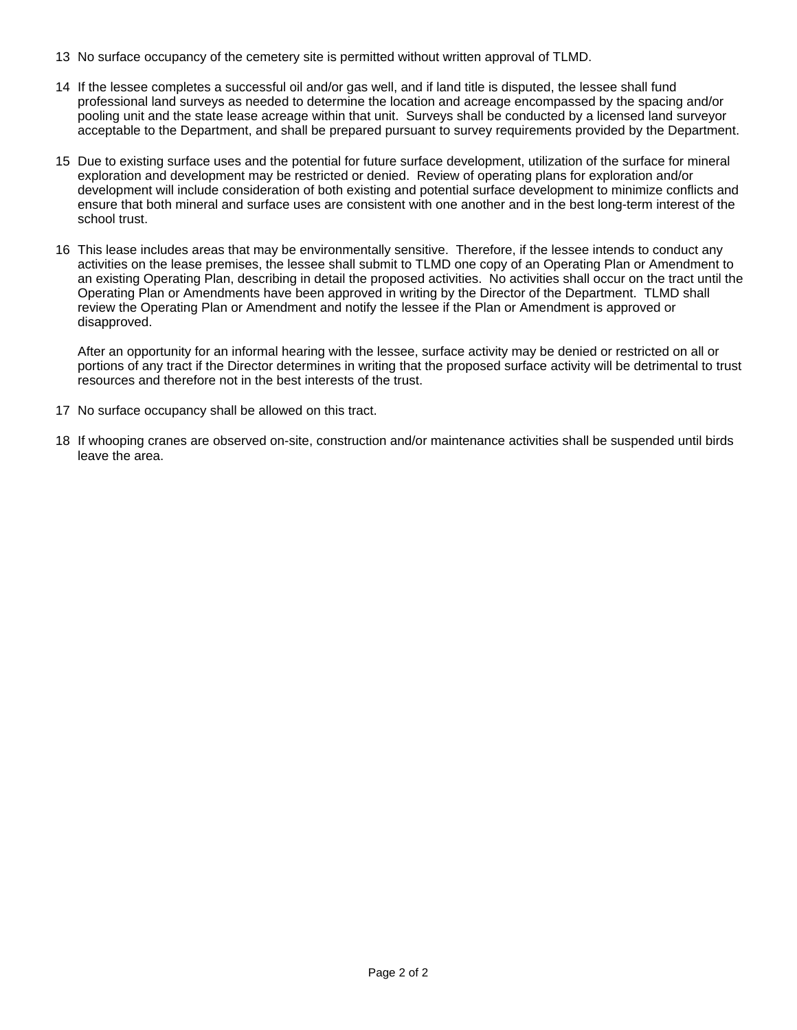13 No surface occupancy of the cemetery site is permitted without written approval of TLMD.

14 If the lessee completes a successful oil and/or gas well, and if land title is disputed, the lessee shall fund professional land surveys as needed to determine the location and acreage encompassed by the spacing and/or pooling unit and the state lease acreage within that unit. Surveys shall be conducted by a licensed land surveyor acceptable to the Department, and shall be prepared pursuant to survey requirements provided by the Department.

15 Due to existing surface uses and the potential for future surface development, utilization of the surface for mineral exploration and development may be restricted or denied. Review of operating plans for exploration and/or development will include consideration of both existing and potential surface development to minimize conflicts and ensure that both mineral and surface uses are consistent with one another and in the best long-term interest of the school trust.

16 This lease includes areas that may be environmentally sensitive. Therefore, if the lessee intends to conduct any activities on the lease premises, the lessee shall submit to TLMD one copy of an Operating Plan or Amendment to an existing Operating Plan, describing in detail the proposed activities. No activities shall occur on the tract until the Operating Plan or Amendments have been approved in writing by the Director of the Department. TLMD shall review the Operating Plan or Amendment and notify the lessee if the Plan or Amendment is approved or disapproved.

    After an opportunity for an informal hearing with the lessee, surface activity may be denied or restricted on all or portions of any tract if the Director determines in writing that the proposed surface activity will be detrimental to trust resources and therefore not in the best interests of the trust.

17 No surface occupancy shall be allowed on this tract.

18 If whooping cranes are observed on-site, construction and/or maintenance activities shall be suspended until birds leave the area.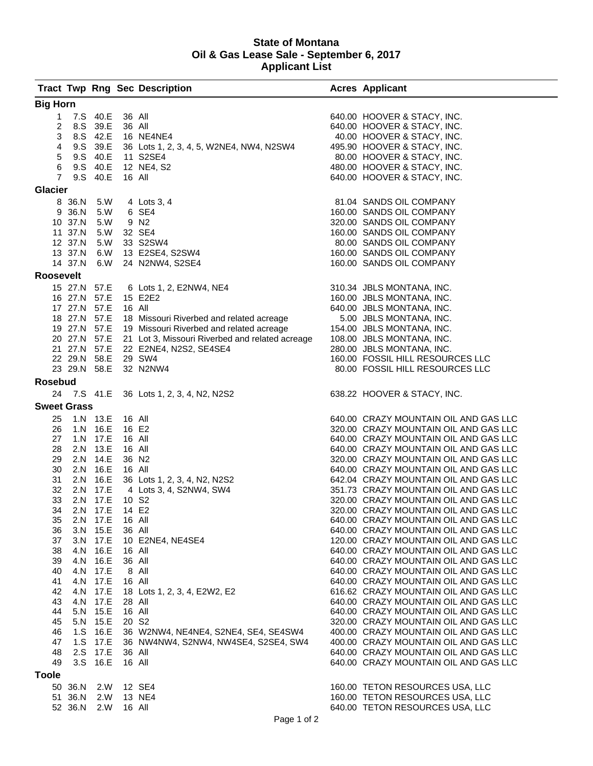# State of Montana
## Oil & Gas Lease Sale - September 6, 2017
## Applicant List

| Tract | Twp | Rng | Sec | Description | Acres | Applicant |
|---|---|---|---|---|---|---|
| **Big Horn** | | | | | | |
| 1 | 7.S | 40.E | 36 | All | 640.00 | HOOVER & STACY, INC. |
| 2 | 8.S | 39.E | 36 | All | 640.00 | HOOVER & STACY, INC. |
| 3 | 8.S | 42.E | 16 | NE4NE4 | 40.00 | HOOVER & STACY, INC. |
| 4 | 9.S | 39.E | 36 | Lots 1, 2, 3, 4, 5, W2NE4, NW4, N2SW4 | 495.90 | HOOVER & STACY, INC. |
| 5 | 9.S | 40.E | 11 | S2SE4 | 80.00 | HOOVER & STACY, INC. |
| 6 | 9.S | 40.E | 12 | NE4, S2 | 480.00 | HOOVER & STACY, INC. |
| 7 | 9.S | 40.E | 16 | All | 640.00 | HOOVER & STACY, INC. |
| **Glacier** | | | | | | |
| 8 | 36.N | 5.W | 4 | Lots 3, 4 | 81.04 | SANDS OIL COMPANY |
| 9 | 36.N | 5.W | 6 | SE4 | 160.00 | SANDS OIL COMPANY |
| 10 | 37.N | 5.W | 9 | N2 | 320.00 | SANDS OIL COMPANY |
| 11 | 37.N | 5.W | 32 | SE4 | 160.00 | SANDS OIL COMPANY |
| 12 | 37.N | 5.W | 33 | S2SW4 | 80.00 | SANDS OIL COMPANY |
| 13 | 37.N | 6.W | 13 | E2SE4, S2SW4 | 160.00 | SANDS OIL COMPANY |
| 14 | 37.N | 6.W | 24 | N2NW4, S2SE4 | 160.00 | SANDS OIL COMPANY |
| **Roosevelt** | | | | | | |
| 15 | 27.N | 57.E | 6 | Lots 1, 2, E2NW4, NE4 | 310.34 | JBLS MONTANA, INC. |
| 16 | 27.N | 57.E | 15 | E2E2 | 160.00 | JBLS MONTANA, INC. |
| 17 | 27.N | 57.E | 16 | All | 640.00 | JBLS MONTANA, INC. |
| 18 | 27.N | 57.E | 18 | Missouri Riverbed and related acreage | 5.00 | JBLS MONTANA, INC. |
| 19 | 27.N | 57.E | 19 | Missouri Riverbed and related acreage | 154.00 | JBLS MONTANA, INC. |
| 20 | 27.N | 57.E | 21 | Lot 3, Missouri Riverbed and related acreage | 108.00 | JBLS MONTANA, INC. |
| 21 | 27.N | 57.E | 22 | E2NE4, N2S2, SE4SE4 | 280.00 | JBLS MONTANA, INC. |
| 22 | 29.N | 58.E | 29 | SW4 | 160.00 | FOSSIL HILL RESOURCES LLC |
| 23 | 29.N | 58.E | 32 | N2NW4 | 80.00 | FOSSIL HILL RESOURCES LLC |
| **Rosebud** | | | | | | |
| 24 | 7.S | 41.E | 36 | Lots 1, 2, 3, 4, N2, N2S2 | 638.22 | HOOVER & STACY, INC. |
| **Sweet Grass** | | | | | | |
| 25 | 1.N | 13.E | 16 | All | 640.00 | CRAZY MOUNTAIN OIL AND GAS LLC |
| 26 | 1.N | 16.E | 16 | E2 | 320.00 | CRAZY MOUNTAIN OIL AND GAS LLC |
| 27 | 1.N | 17.E | 16 | All | 640.00 | CRAZY MOUNTAIN OIL AND GAS LLC |
| 28 | 2.N | 13.E | 16 | All | 640.00 | CRAZY MOUNTAIN OIL AND GAS LLC |
| 29 | 2.N | 14.E | 36 | N2 | 320.00 | CRAZY MOUNTAIN OIL AND GAS LLC |
| 30 | 2.N | 16.E | 16 | All | 640.00 | CRAZY MOUNTAIN OIL AND GAS LLC |
| 31 | 2.N | 16.E | 36 | Lots 1, 2, 3, 4, N2, N2S2 | 642.04 | CRAZY MOUNTAIN OIL AND GAS LLC |
| 32 | 2.N | 17.E | 4 | Lots 3, 4, S2NW4, SW4 | 351.73 | CRAZY MOUNTAIN OIL AND GAS LLC |
| 33 | 2.N | 17.E | 10 | S2 | 320.00 | CRAZY MOUNTAIN OIL AND GAS LLC |
| 34 | 2.N | 17.E | 14 | E2 | 320.00 | CRAZY MOUNTAIN OIL AND GAS LLC |
| 35 | 2.N | 17.E | 16 | All | 640.00 | CRAZY MOUNTAIN OIL AND GAS LLC |
| 36 | 3.N | 15.E | 36 | All | 640.00 | CRAZY MOUNTAIN OIL AND GAS LLC |
| 37 | 3.N | 17.E | 10 | E2NE4, NE4SE4 | 120.00 | CRAZY MOUNTAIN OIL AND GAS LLC |
| 38 | 4.N | 16.E | 16 | All | 640.00 | CRAZY MOUNTAIN OIL AND GAS LLC |
| 39 | 4.N | 16.E | 36 | All | 640.00 | CRAZY MOUNTAIN OIL AND GAS LLC |
| 40 | 4.N | 17.E | 8 | All | 640.00 | CRAZY MOUNTAIN OIL AND GAS LLC |
| 41 | 4.N | 17.E | 16 | All | 640.00 | CRAZY MOUNTAIN OIL AND GAS LLC |
| 42 | 4.N | 17.E | 18 | Lots 1, 2, 3, 4, E2W2, E2 | 616.62 | CRAZY MOUNTAIN OIL AND GAS LLC |
| 43 | 4.N | 17.E | 28 | All | 640.00 | CRAZY MOUNTAIN OIL AND GAS LLC |
| 44 | 5.N | 15.E | 16 | All | 640.00 | CRAZY MOUNTAIN OIL AND GAS LLC |
| 45 | 5.N | 15.E | 20 | S2 | 320.00 | CRAZY MOUNTAIN OIL AND GAS LLC |
| 46 | 1.S | 16.E | 36 | W2NW4, NE4NE4, S2NE4, SE4, SE4SW4 | 400.00 | CRAZY MOUNTAIN OIL AND GAS LLC |
| 47 | 1.S | 17.E | 36 | NW4NW4, S2NW4, NW4SE4, S2SE4, SW4 | 400.00 | CRAZY MOUNTAIN OIL AND GAS LLC |
| 48 | 2.S | 17.E | 36 | All | 640.00 | CRAZY MOUNTAIN OIL AND GAS LLC |
| 49 | 3.S | 16.E | 16 | All | 640.00 | CRAZY MOUNTAIN OIL AND GAS LLC |
| **Toole** | | | | | | |
| 50 | 36.N | 2.W | 12 | SE4 | 160.00 | TETON RESOURCES USA, LLC |
| 51 | 36.N | 2.W | 13 | NE4 | 160.00 | TETON RESOURCES USA, LLC |
| 52 | 36.N | 2.W | 16 | All | 640.00 | TETON RESOURCES USA, LLC |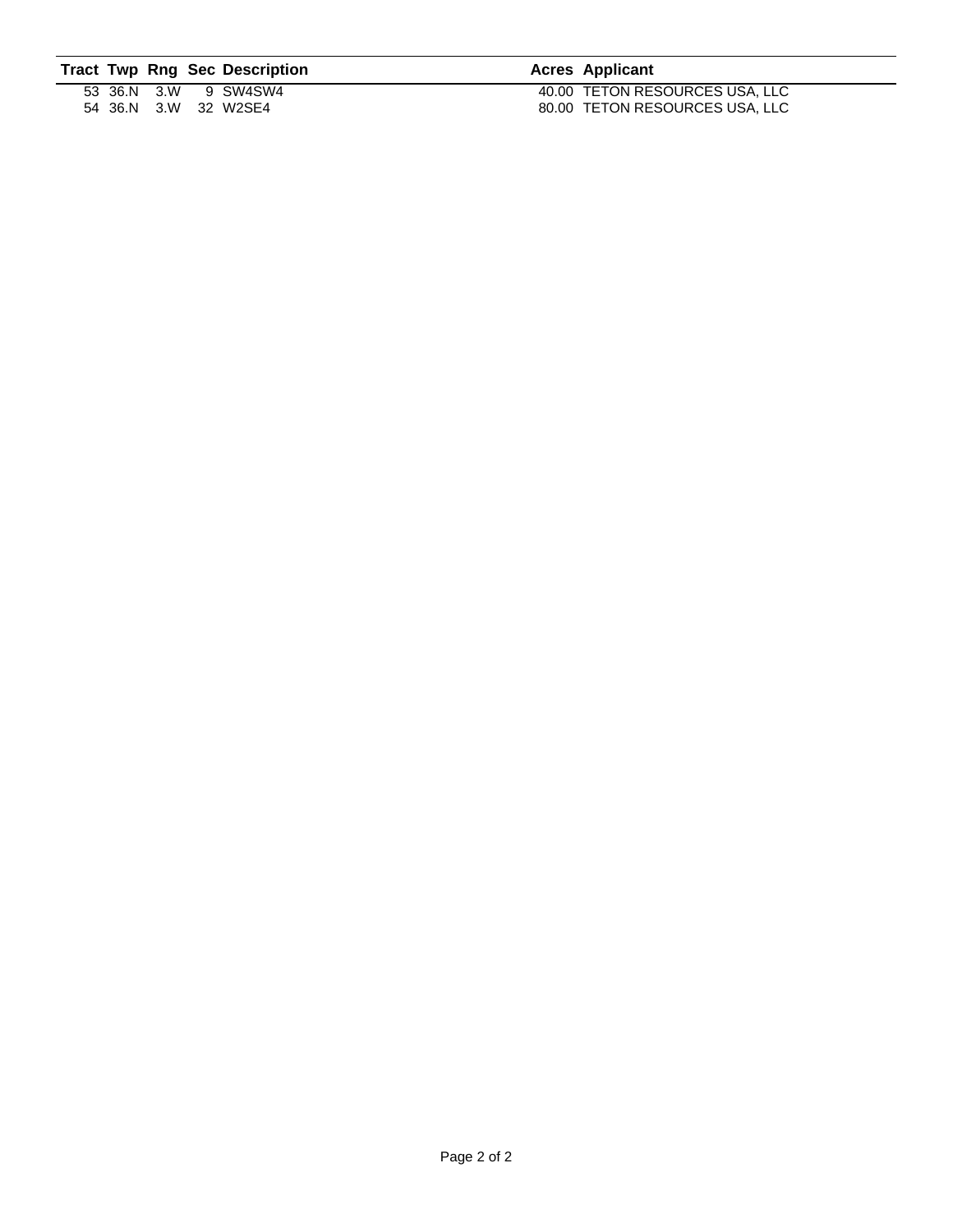| Tract | Twp | Rng | Sec | Description | Acres | Applicant |
|---|---|---|---|---|---|---|
| 53 | 36.N | 3.W | 9 | SW4SW4 | 40.00 | TETON RESOURCES USA, LLC |
| 54 | 36.N | 3.W | 32 | W2SE4 | 80.00 | TETON RESOURCES USA, LLC |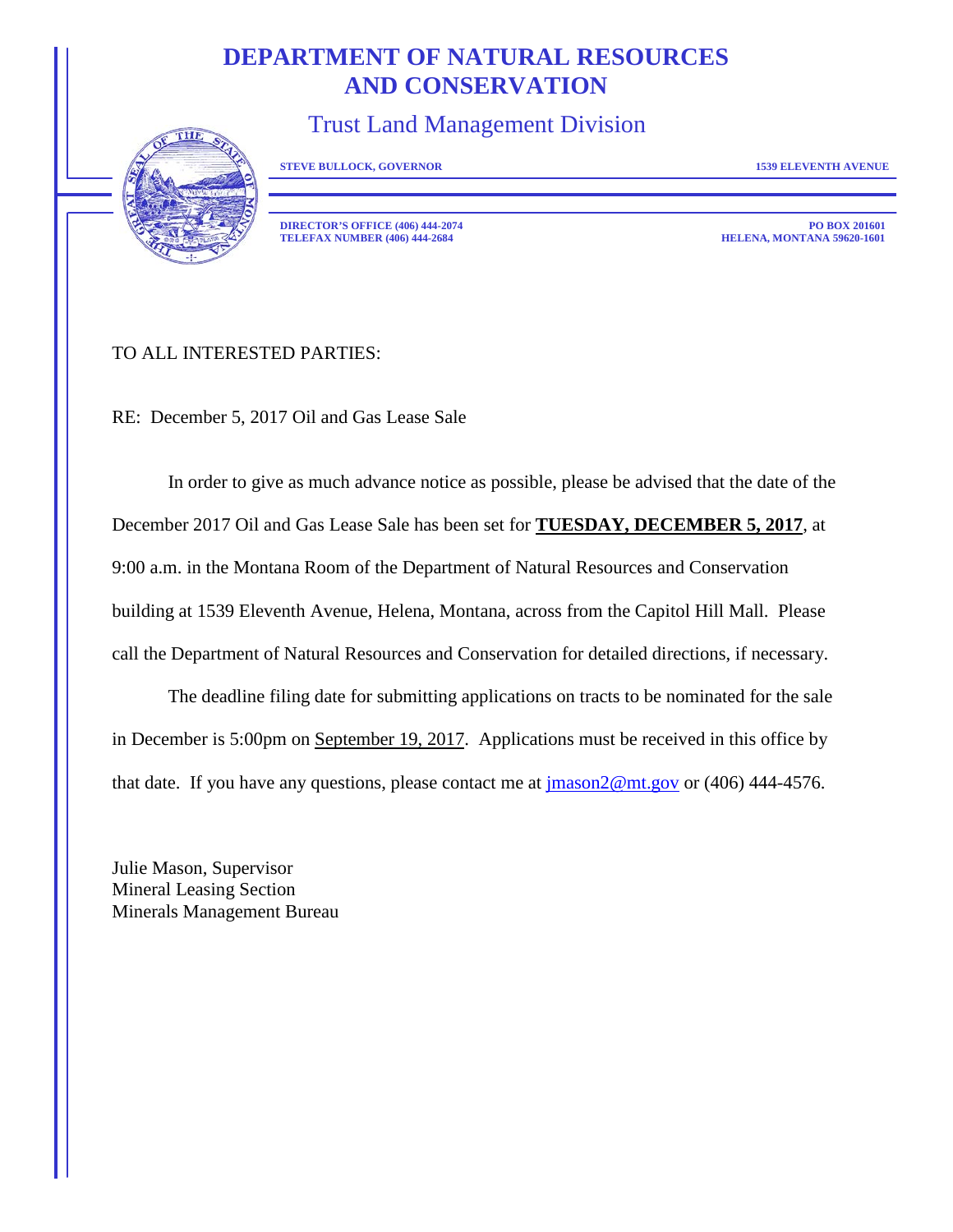# DEPARTMENT OF NATURAL RESOURCES AND CONSERVATION

## Trust Land Management Division

**STEVE BULLOCK, GOVERNOR** **1539 ELEVENTH AVENUE**

**DIRECTOR'S OFFICE (406) 444-2074**
**TELEFAX NUMBER (406) 444-2684**

**PO BOX 201601**
**HELENA, MONTANA 59620-1601**

TO ALL INTERESTED PARTIES:

RE: December 5, 2017 Oil and Gas Lease Sale

In order to give as much advance notice as possible, please be advised that the date of the December 2017 Oil and Gas Lease Sale has been set for **TUESDAY, DECEMBER 5, 2017**, at 9:00 a.m. in the Montana Room of the Department of Natural Resources and Conservation building at 1539 Eleventh Avenue, Helena, Montana, across from the Capitol Hill Mall. Please call the Department of Natural Resources and Conservation for detailed directions, if necessary.

The deadline filing date for submitting applications on tracts to be nominated for the sale in December is 5:00pm on September 19, 2017. Applications must be received in this office by that date. If you have any questions, please contact me at jmason2@mt.gov or (406) 444-4576.

Julie Mason, Supervisor
Mineral Leasing Section
Minerals Management Bureau